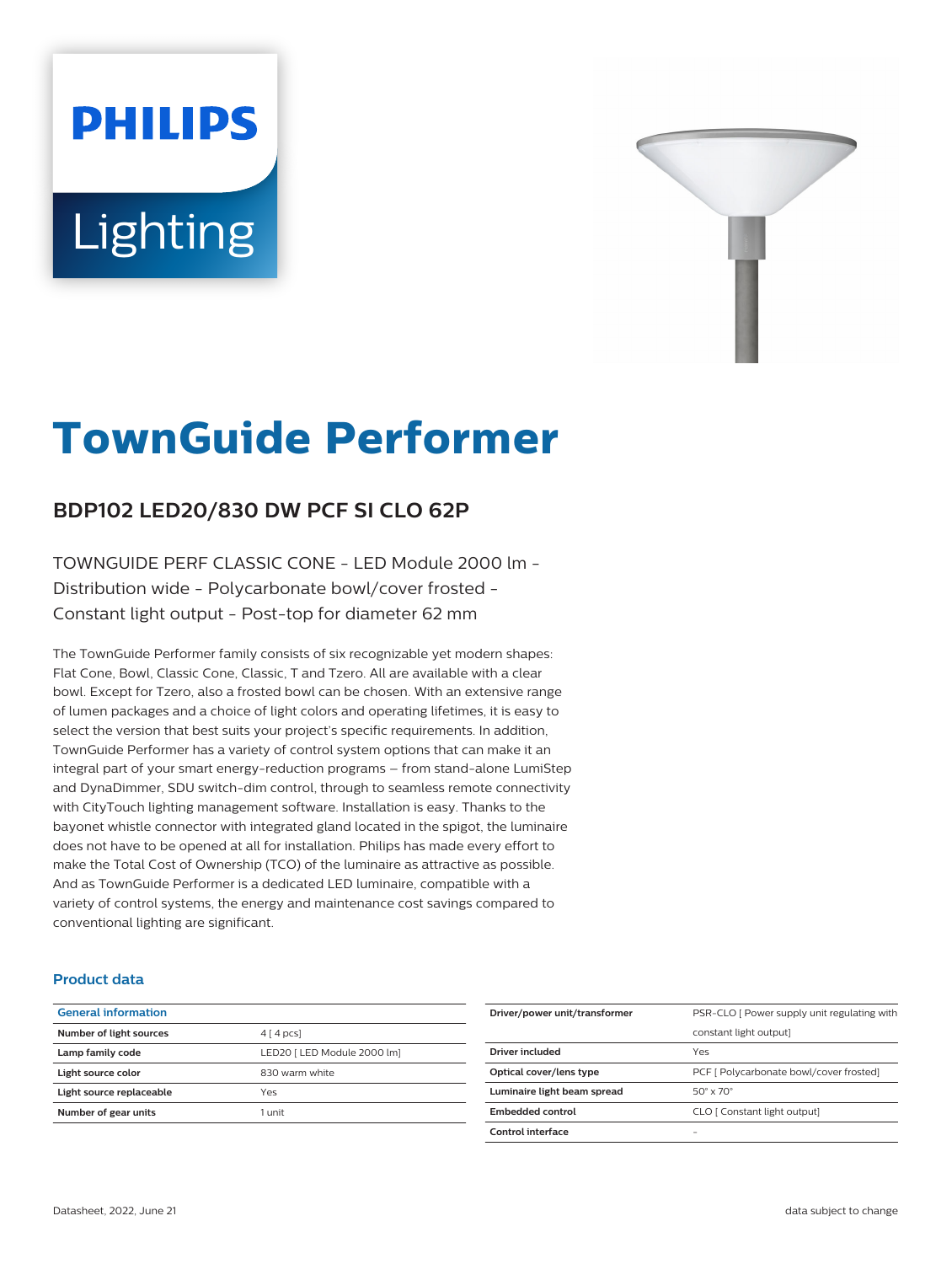PHILIPS

Lighting

# TownGuide Performer

## BDP102 LED20/830 DW PCF SI CLO 62P

TOWNGUIDE PERF CLASSIC CONE - LED Module 2000 lm - Distribution wide - Polycarbonate bowl/cover frosted - Constant light output - Post-top for diameter 62 mm

The TownGuide Performer family consists of six recognizable yet modern shapes: Flat Cone, Bowl, Classic Cone, Classic, T and Tzero. All are available with a clear bowl. Except for Tzero, also a frosted bowl can be chosen. With an extensive range of lumen packages and a choice of light colors and operating lifetimes, it is easy to select the version that best suits your project's specific requirements. In addition, TownGuide Performer has a variety of control system options that can make it an integral part of your smart energy-reduction programs – from stand-alone LumiStep and DynaDimmer, SDU switch-dim control, through to seamless remote connectivity with CityTouch lighting management software. Installation is easy. Thanks to the bayonet whistle connector with integrated gland located in the spigot, the luminaire does not have to be opened at all for installation. Philips has made every effort to make the Total Cost of Ownership (TCO) of the luminaire as attractive as possible. And as TownGuide Performer is a dedicated LED luminaire, compatible with a variety of control systems, the energy and maintenance cost savings compared to conventional lighting are significant.

### Product data

| General information | |
|---|---|
| Number of light sources | 4 [ 4 pcs] |
| Lamp family code | LED20 [ LED Module 2000 lm] |
| Light source color | 830 warm white |
| Light source replaceable | Yes |
| Number of gear units | 1 unit |

| | |
|---|---|
| Driver/power unit/transformer | PSR-CLO [ Power supply unit regulating with constant light output] |
| Driver included | Yes |
| Optical cover/lens type | PCF [ Polycarbonate bowl/cover frosted] |
| Luminaire light beam spread | 50° x 70° |
| Embedded control | CLO [ Constant light output] |
| Control interface | - |

Datasheet, 2022, June 21

data subject to change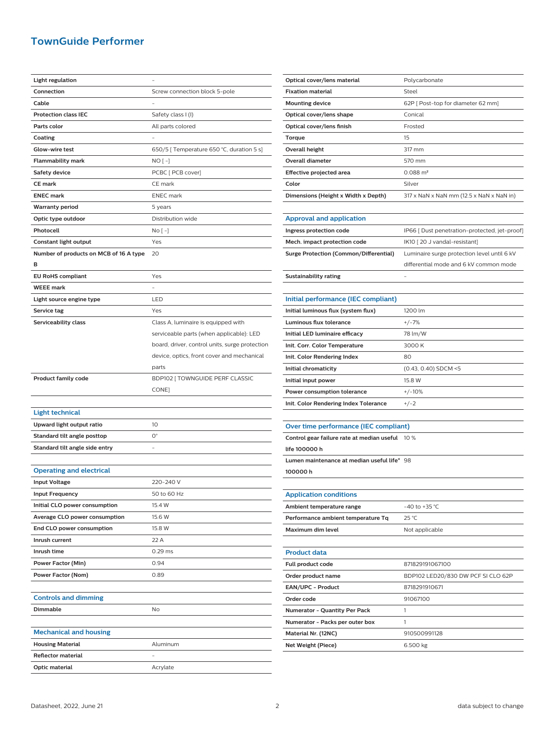# TownGuide Performer

| | |
|---|---|
| **Light regulation** | - |
| **Connection** | Screw connection block 5-pole |
| **Cable** | - |
| **Protection class IEC** | Safety class I (I) |
| **Parts color** | All parts colored |
| **Coating** | - |
| **Glow-wire test** | 650/5 [ Temperature 650 °C, duration 5 s] |
| **Flammability mark** | NO [ -] |
| **Safety device** | PCBC [ PCB cover] |
| **CE mark** | CE mark |
| **ENEC mark** | ENEC mark |
| **Warranty period** | 5 years |
| **Optic type outdoor** | Distribution wide |
| **Photocell** | No [ -] |
| **Constant light output** | Yes |
| **Number of products on MCB of 16 A type B** | 20 |
| **EU RoHS compliant** | Yes |
| **WEEE mark** | - |
| **Light source engine type** | LED |
| **Service tag** | Yes |
| **Serviceability class** | Class A, luminaire is equipped with serviceable parts (when applicable): LED board, driver, control units, surge protection device, optics, front cover and mechanical parts |
| **Product family code** | BDP102 [ TOWNGUIDE PERF CLASSIC CONE] |

## Light technical

| | |
|---|---|
| **Upward light output ratio** | 10 |
| **Standard tilt angle posttop** | 0° |
| **Standard tilt angle side entry** | - |

## Operating and electrical

| | |
|---|---|
| **Input Voltage** | 220-240 V |
| **Input Frequency** | 50 to 60 Hz |
| **Initial CLO power consumption** | 15.4 W |
| **Average CLO power consumption** | 15.6 W |
| **End CLO power consumption** | 15.8 W |
| **Inrush current** | 22 A |
| **Inrush time** | 0.29 ms |
| **Power Factor (Min)** | 0.94 |
| **Power Factor (Nom)** | 0.89 |

## Controls and dimming

| | |
|---|---|
| **Dimmable** | No |

## Mechanical and housing

| | |
|---|---|
| **Housing Material** | Aluminum |
| **Reflector material** | - |
| **Optic material** | Acrylate |
| **Optical cover/lens material** | Polycarbonate |
| **Fixation material** | Steel |
| **Mounting device** | 62P [ Post-top for diameter 62 mm] |
| **Optical cover/lens shape** | Conical |
| **Optical cover/lens finish** | Frosted |
| **Torque** | 15 |
| **Overall height** | 317 mm |
| **Overall diameter** | 570 mm |
| **Effective projected area** | 0.088 m² |
| **Color** | Silver |
| **Dimensions (Height x Width x Depth)** | 317 x NaN x NaN mm (12.5 x NaN x NaN in) |

## Approval and application

| | |
|---|---|
| **Ingress protection code** | IP66 [ Dust penetration-protected, jet-proof] |
| **Mech. impact protection code** | IK10 [ 20 J vandal-resistant] |
| **Surge Protection (Common/Differential)** | Luminaire surge protection level until 6 kV differential mode and 6 kV common mode |
| **Sustainability rating** | - |

## Initial performance (IEC compliant)

| | |
|---|---|
| **Initial luminous flux (system flux)** | 1200 lm |
| **Luminous flux tolerance** | +/-7% |
| **Initial LED luminaire efficacy** | 78 lm/W |
| **Init. Corr. Color Temperature** | 3000 K |
| **Init. Color Rendering Index** | 80 |
| **Initial chromaticity** | (0.43, 0.40) SDCM <5 |
| **Initial input power** | 15.8 W |
| **Power consumption tolerance** | +/-10% |
| **Init. Color Rendering Index Tolerance** | +/-2 |

## Over time performance (IEC compliant)

| | |
|---|---|
| **Control gear failure rate at median useful life 100000 h** | 10 % |
| **Lumen maintenance at median useful life* 100000 h** | 98 |

## Application conditions

| | |
|---|---|
| **Ambient temperature range** | -40 to +35 °C |
| **Performance ambient temperature Tq** | 25 °C |
| **Maximum dim level** | Not applicable |

## Product data

| | |
|---|---|
| **Full product code** | 871829191067100 |
| **Order product name** | BDP102 LED20/830 DW PCF SI CLO 62P |
| **EAN/UPC - Product** | 8718291910671 |
| **Order code** | 91067100 |
| **Numerator - Quantity Per Pack** | 1 |
| **Numerator - Packs per outer box** | 1 |
| **Material Nr. (12NC)** | 910500991128 |
| **Net Weight (Piece)** | 6.500 kg |

Datasheet, 2022, June 21 — data subject to change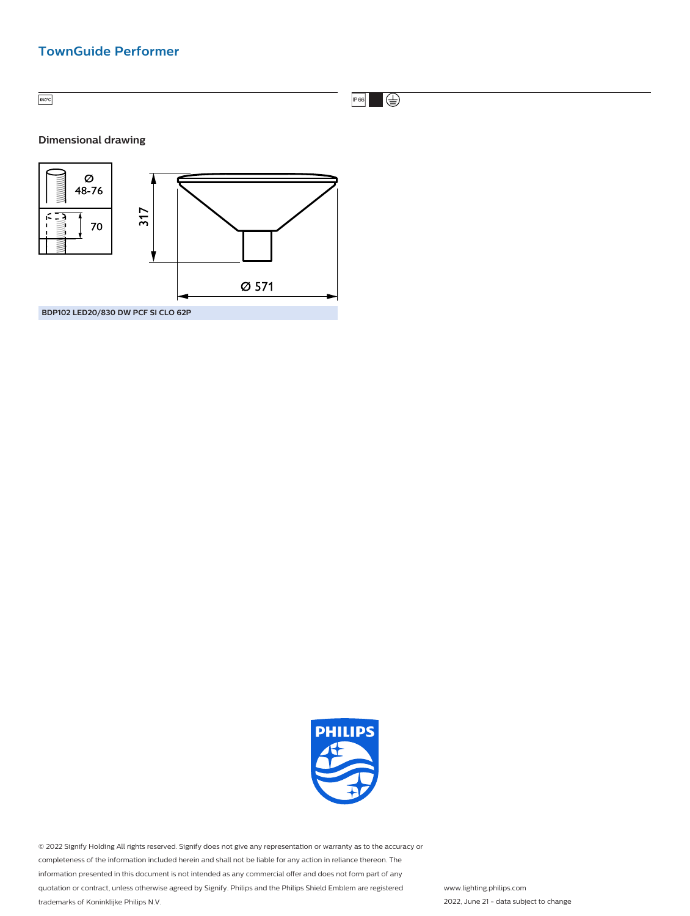## TownGuide Performer

650°C

IP66

### Dimensional drawing

Ø
48-76

70

317

Ø 571

**BDP102 LED20/830 DW PCF SI CLO 62P**

© 2022 Signify Holding All rights reserved. Signify does not give any representation or warranty as to the accuracy or completeness of the information included herein and shall not be liable for any action in reliance thereon. The information presented in this document is not intended as any commercial offer and does not form part of any quotation or contract, unless otherwise agreed by Signify. Philips and the Philips Shield Emblem are registered trademarks of Koninklijke Philips N.V.

www.lighting.philips.com

2022, June 21 - data subject to change